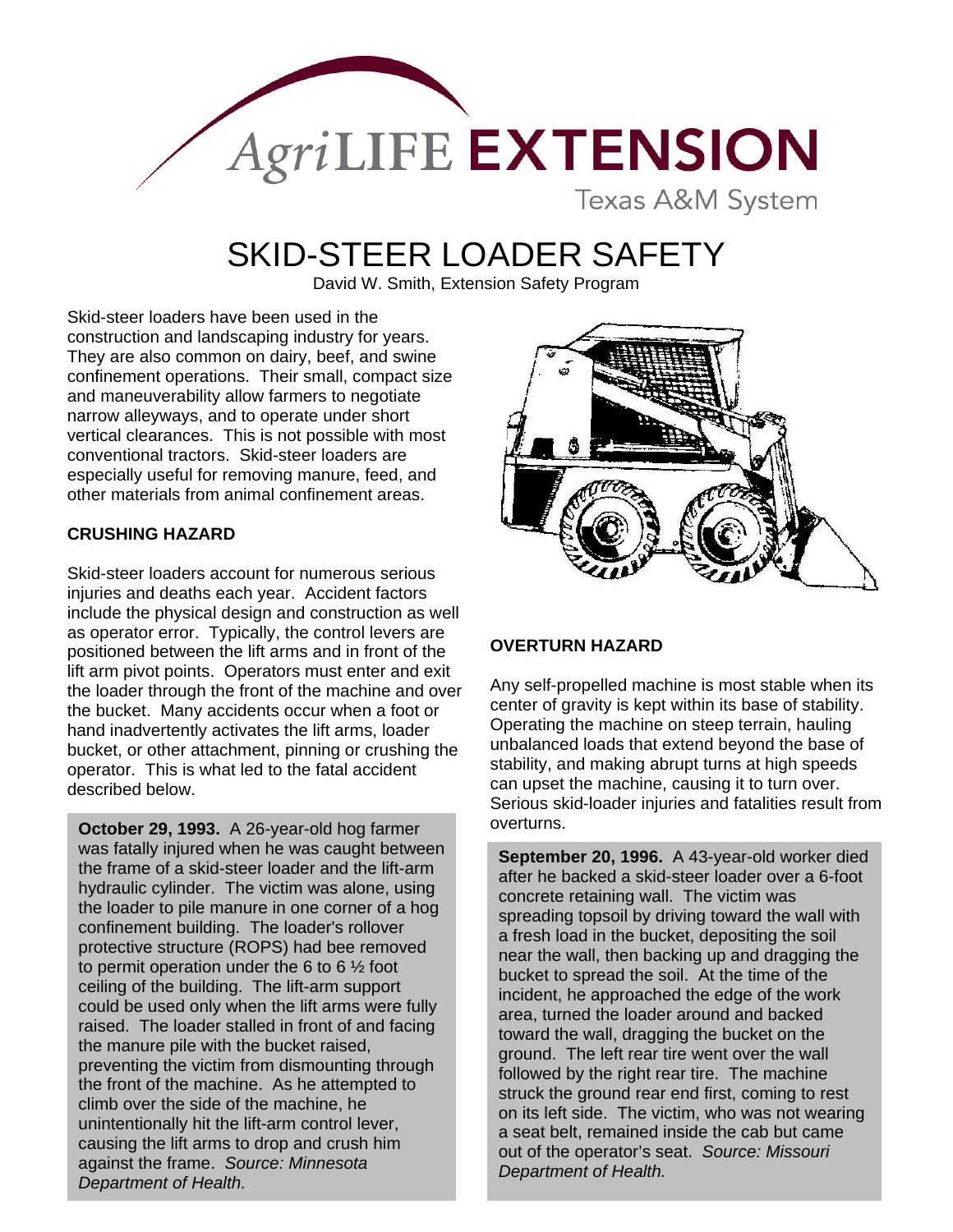AgriLIFE EXTENSION

Texas A&M System

# SKID-STEER LOADER SAFETY

David W. Smith, Extension Safety Program

Skid-steer loaders have been used in the construction and landscaping industry for years. They are also common on dairy, beef, and swine confinement operations. Their small, compact size and maneuverability allow farmers to negotiate narrow alleyways, and to operate under short vertical clearances. This is not possible with most conventional tractors. Skid-steer loaders are especially useful for removing manure, feed, and other materials from animal confinement areas.

## CRUSHING HAZARD

Skid-steer loaders account for numerous serious injuries and deaths each year. Accident factors include the physical design and construction as well as operator error. Typically, the control levers are positioned between the lift arms and in front of the lift arm pivot points. Operators must enter and exit the loader through the front of the machine and over the bucket. Many accidents occur when a foot or hand inadvertently activates the lift arms, loader bucket, or other attachment, pinning or crushing the operator. This is what led to the fatal accident described below.

> **October 29, 1993.** A 26-year-old hog farmer was fatally injured when he was caught between the frame of a skid-steer loader and the lift-arm hydraulic cylinder. The victim was alone, using the loader to pile manure in one corner of a hog confinement building. The loader's rollover protective structure (ROPS) had bee removed to permit operation under the 6 to 6 ½ foot ceiling of the building. The lift-arm support could be used only when the lift arms were fully raised. The loader stalled in front of and facing the manure pile with the bucket raised, preventing the victim from dismounting through the front of the machine. As he attempted to climb over the side of the machine, he unintentionally hit the lift-arm control lever, causing the lift arms to drop and crush him against the frame. *Source: Minnesota Department of Health.*

## OVERTURN HAZARD

Any self-propelled machine is most stable when its center of gravity is kept within its base of stability. Operating the machine on steep terrain, hauling unbalanced loads that extend beyond the base of stability, and making abrupt turns at high speeds can upset the machine, causing it to turn over. Serious skid-loader injuries and fatalities result from overturns.

> **September 20, 1996.** A 43-year-old worker died after he backed a skid-steer loader over a 6-foot concrete retaining wall. The victim was spreading topsoil by driving toward the wall with a fresh load in the bucket, depositing the soil near the wall, then backing up and dragging the bucket to spread the soil. At the time of the incident, he approached the edge of the work area, turned the loader around and backed toward the wall, dragging the bucket on the ground. The left rear tire went over the wall followed by the right rear tire. The machine struck the ground rear end first, coming to rest on its left side. The victim, who was not wearing a seat belt, remained inside the cab but came out of the operator's seat. *Source: Missouri Department of Health.*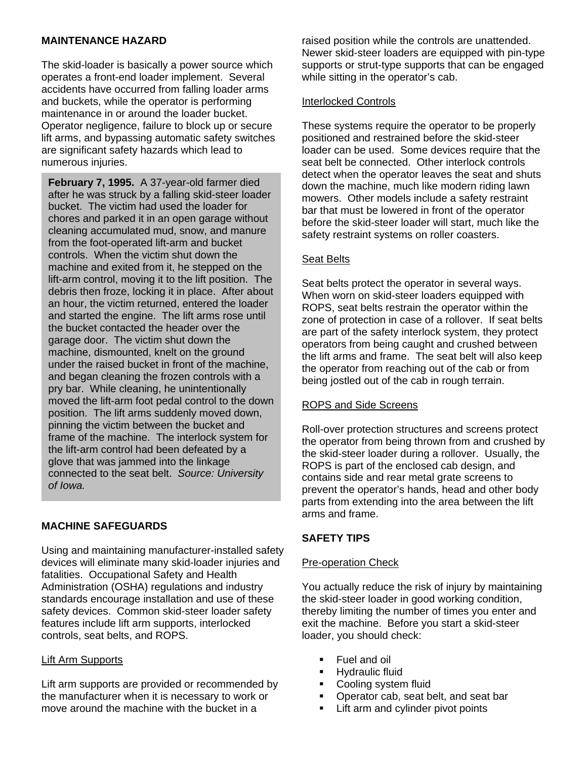## MAINTENANCE HAZARD

The skid-loader is basically a power source which operates a front-end loader implement. Several accidents have occurred from falling loader arms and buckets, while the operator is performing maintenance in or around the loader bucket. Operator negligence, failure to block up or secure lift arms, and bypassing automatic safety switches are significant safety hazards which lead to numerous injuries.

> **February 7, 1995.** A 37-year-old farmer died after he was struck by a falling skid-steer loader bucket. The victim had used the loader for chores and parked it in an open garage without cleaning accumulated mud, snow, and manure from the foot-operated lift-arm and bucket controls. When the victim shut down the machine and exited from it, he stepped on the lift-arm control, moving it to the lift position. The debris then froze, locking it in place. After about an hour, the victim returned, entered the loader and started the engine. The lift arms rose until the bucket contacted the header over the garage door. The victim shut down the machine, dismounted, knelt on the ground under the raised bucket in front of the machine, and began cleaning the frozen controls with a pry bar. While cleaning, he unintentionally moved the lift-arm foot pedal control to the down position. The lift arms suddenly moved down, pinning the victim between the bucket and frame of the machine. The interlock system for the lift-arm control had been defeated by a glove that was jammed into the linkage connected to the seat belt. *Source: University of Iowa.*

## MACHINE SAFEGUARDS

Using and maintaining manufacturer-installed safety devices will eliminate many skid-loader injuries and fatalities. Occupational Safety and Health Administration (OSHA) regulations and industry standards encourage installation and use of these safety devices. Common skid-steer loader safety features include lift arm supports, interlocked controls, seat belts, and ROPS.

### Lift Arm Supports

Lift arm supports are provided or recommended by the manufacturer when it is necessary to work or move around the machine with the bucket in a raised position while the controls are unattended. Newer skid-steer loaders are equipped with pin-type supports or strut-type supports that can be engaged while sitting in the operator's cab.

### Interlocked Controls

These systems require the operator to be properly positioned and restrained before the skid-steer loader can be used. Some devices require that the seat belt be connected. Other interlock controls detect when the operator leaves the seat and shuts down the machine, much like modern riding lawn mowers. Other models include a safety restraint bar that must be lowered in front of the operator before the skid-steer loader will start, much like the safety restraint systems on roller coasters.

### Seat Belts

Seat belts protect the operator in several ways. When worn on skid-steer loaders equipped with ROPS, seat belts restrain the operator within the zone of protection in case of a rollover. If seat belts are part of the safety interlock system, they protect operators from being caught and crushed between the lift arms and frame. The seat belt will also keep the operator from reaching out of the cab or from being jostled out of the cab in rough terrain.

### ROPS and Side Screens

Roll-over protection structures and screens protect the operator from being thrown from and crushed by the skid-steer loader during a rollover. Usually, the ROPS is part of the enclosed cab design, and contains side and rear metal grate screens to prevent the operator's hands, head and other body parts from extending into the area between the lift arms and frame.

## SAFETY TIPS

### Pre-operation Check

You actually reduce the risk of injury by maintaining the skid-steer loader in good working condition, thereby limiting the number of times you enter and exit the machine. Before you start a skid-steer loader, you should check:

- Fuel and oil
- Hydraulic fluid
- Cooling system fluid
- Operator cab, seat belt, and seat bar
- Lift arm and cylinder pivot points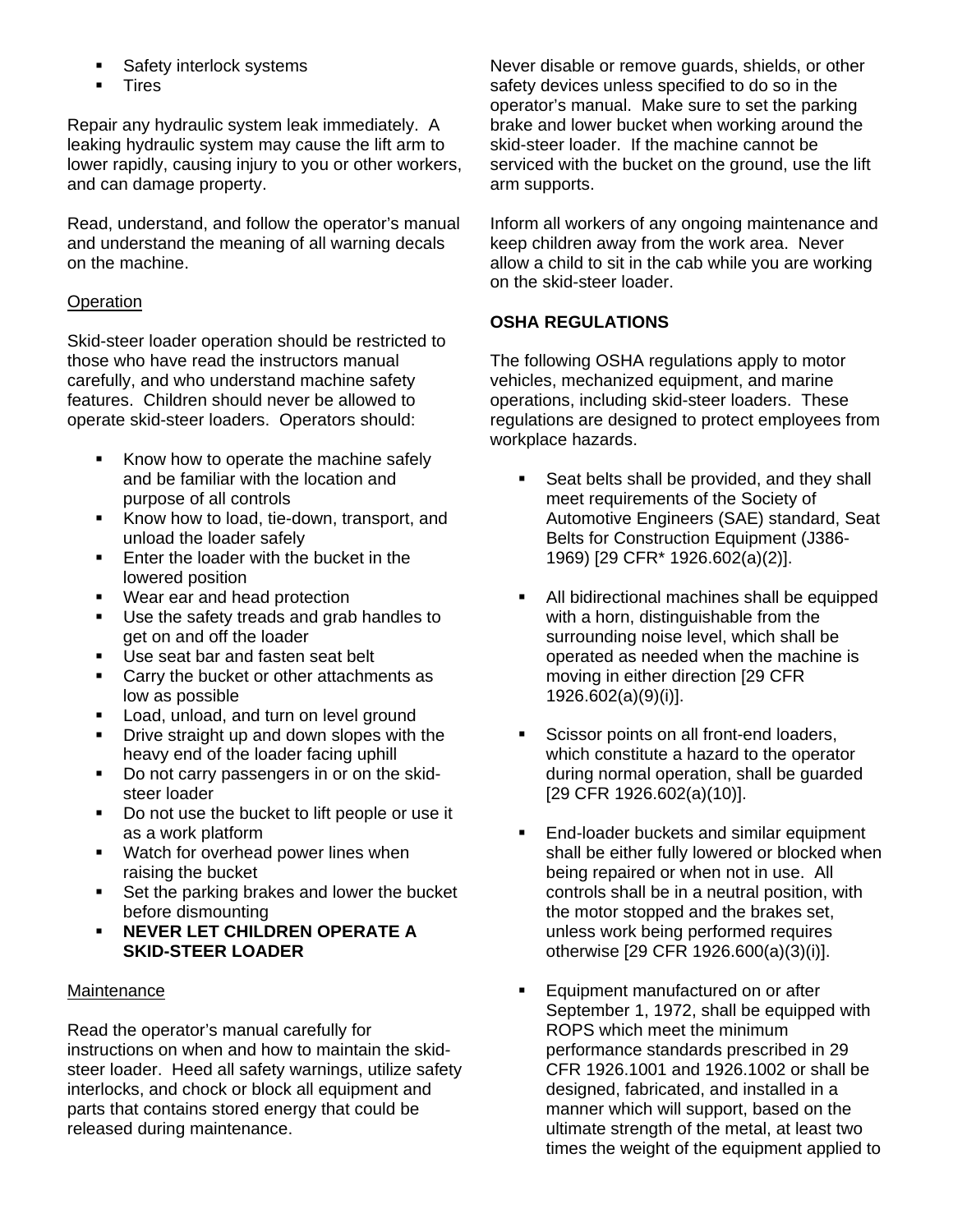- Safety interlock systems
- Tires

Repair any hydraulic system leak immediately. A leaking hydraulic system may cause the lift arm to lower rapidly, causing injury to you or other workers, and can damage property.

Read, understand, and follow the operator's manual and understand the meaning of all warning decals on the machine.

Operation

Skid-steer loader operation should be restricted to those who have read the instructors manual carefully, and who understand machine safety features. Children should never be allowed to operate skid-steer loaders. Operators should:

- Know how to operate the machine safely and be familiar with the location and purpose of all controls
- Know how to load, tie-down, transport, and unload the loader safely
- Enter the loader with the bucket in the lowered position
- Wear ear and head protection
- Use the safety treads and grab handles to get on and off the loader
- Use seat bar and fasten seat belt
- Carry the bucket or other attachments as low as possible
- Load, unload, and turn on level ground
- Drive straight up and down slopes with the heavy end of the loader facing uphill
- Do not carry passengers in or on the skid-steer loader
- Do not use the bucket to lift people or use it as a work platform
- Watch for overhead power lines when raising the bucket
- Set the parking brakes and lower the bucket before dismounting
- **NEVER LET CHILDREN OPERATE A SKID-STEER LOADER**

Maintenance

Read the operator's manual carefully for instructions on when and how to maintain the skid-steer loader. Heed all safety warnings, utilize safety interlocks, and chock or block all equipment and parts that contains stored energy that could be released during maintenance.

Never disable or remove guards, shields, or other safety devices unless specified to do so in the operator's manual. Make sure to set the parking brake and lower bucket when working around the skid-steer loader. If the machine cannot be serviced with the bucket on the ground, use the lift arm supports.

Inform all workers of any ongoing maintenance and keep children away from the work area. Never allow a child to sit in the cab while you are working on the skid-steer loader.

**OSHA REGULATIONS**

The following OSHA regulations apply to motor vehicles, mechanized equipment, and marine operations, including skid-steer loaders. These regulations are designed to protect employees from workplace hazards.

- Seat belts shall be provided, and they shall meet requirements of the Society of Automotive Engineers (SAE) standard, Seat Belts for Construction Equipment (J386-1969) [29 CFR* 1926.602(a)(2)].
- All bidirectional machines shall be equipped with a horn, distinguishable from the surrounding noise level, which shall be operated as needed when the machine is moving in either direction [29 CFR 1926.602(a)(9)(i)].
- Scissor points on all front-end loaders, which constitute a hazard to the operator during normal operation, shall be guarded [29 CFR 1926.602(a)(10)].
- End-loader buckets and similar equipment shall be either fully lowered or blocked when being repaired or when not in use. All controls shall be in a neutral position, with the motor stopped and the brakes set, unless work being performed requires otherwise [29 CFR 1926.600(a)(3)(i)].
- Equipment manufactured on or after September 1, 1972, shall be equipped with ROPS which meet the minimum performance standards prescribed in 29 CFR 1926.1001 and 1926.1002 or shall be designed, fabricated, and installed in a manner which will support, based on the ultimate strength of the metal, at least two times the weight of the equipment applied to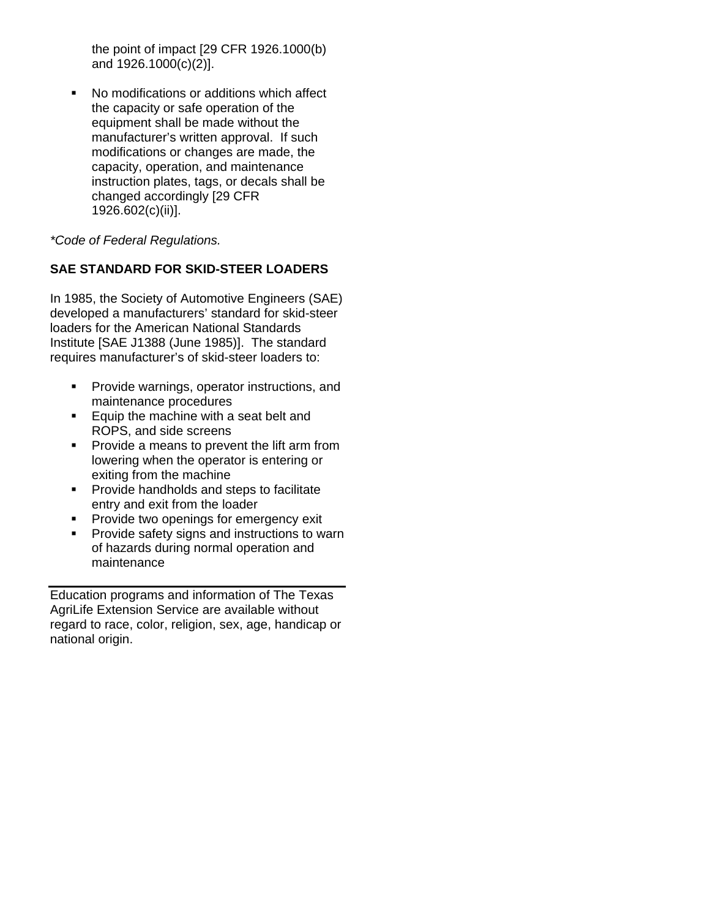the point of impact [29 CFR 1926.1000(b) and 1926.1000(c)(2)].

- No modifications or additions which affect the capacity or safe operation of the equipment shall be made without the manufacturer's written approval. If such modifications or changes are made, the capacity, operation, and maintenance instruction plates, tags, or decals shall be changed accordingly [29 CFR 1926.602(c)(ii)].

*\*Code of Federal Regulations.*

**SAE STANDARD FOR SKID-STEER LOADERS**

In 1985, the Society of Automotive Engineers (SAE) developed a manufacturers' standard for skid-steer loaders for the American National Standards Institute [SAE J1388 (June 1985)]. The standard requires manufacturer's of skid-steer loaders to:

- Provide warnings, operator instructions, and maintenance procedures
- Equip the machine with a seat belt and ROPS, and side screens
- Provide a means to prevent the lift arm from lowering when the operator is entering or exiting from the machine
- Provide handholds and steps to facilitate entry and exit from the loader
- Provide two openings for emergency exit
- Provide safety signs and instructions to warn of hazards during normal operation and maintenance

---

Education programs and information of The Texas AgriLife Extension Service are available without regard to race, color, religion, sex, age, handicap or national origin.